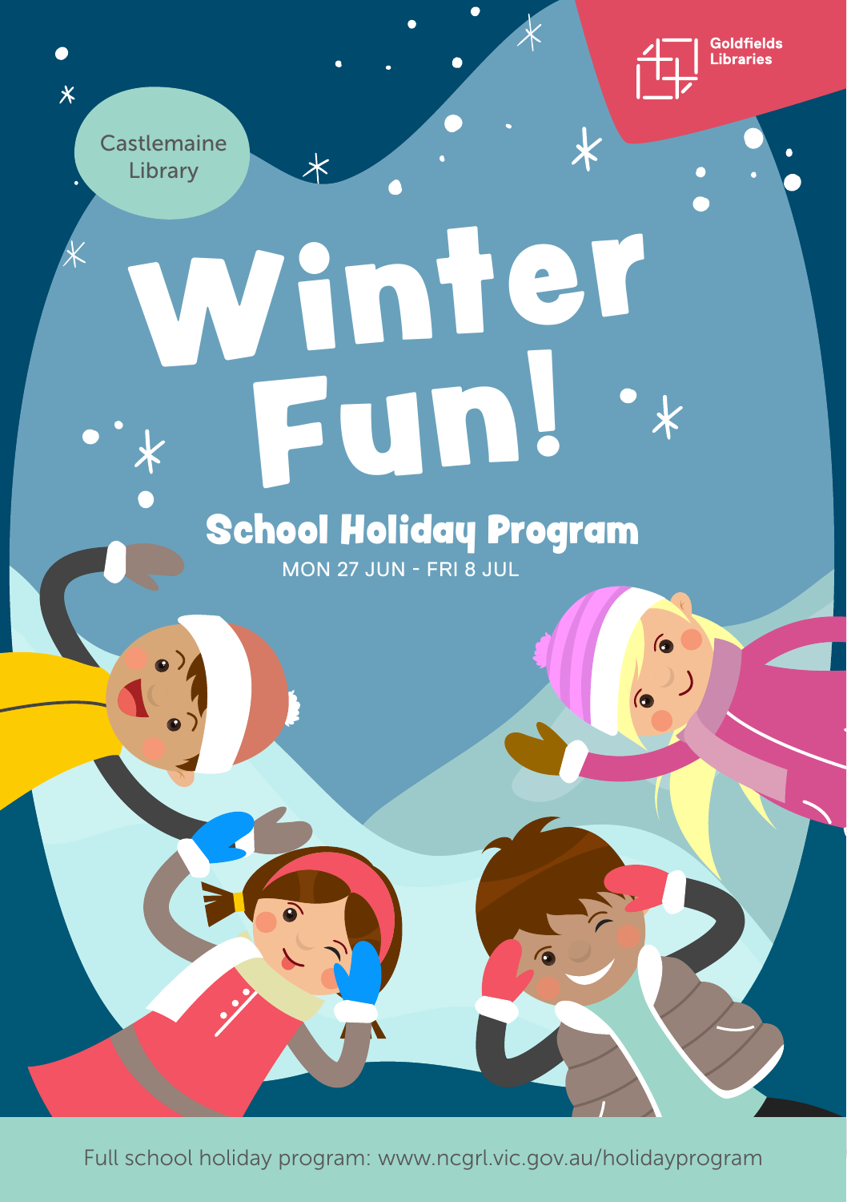Castlemaine Library

Goldfields Libraries

# Winter Fun!

## School Holiday Program

MON 27 JUN - FRI 8 JUL

Full school holiday program: www.ncgrl.vic.gov.au/holidayprogram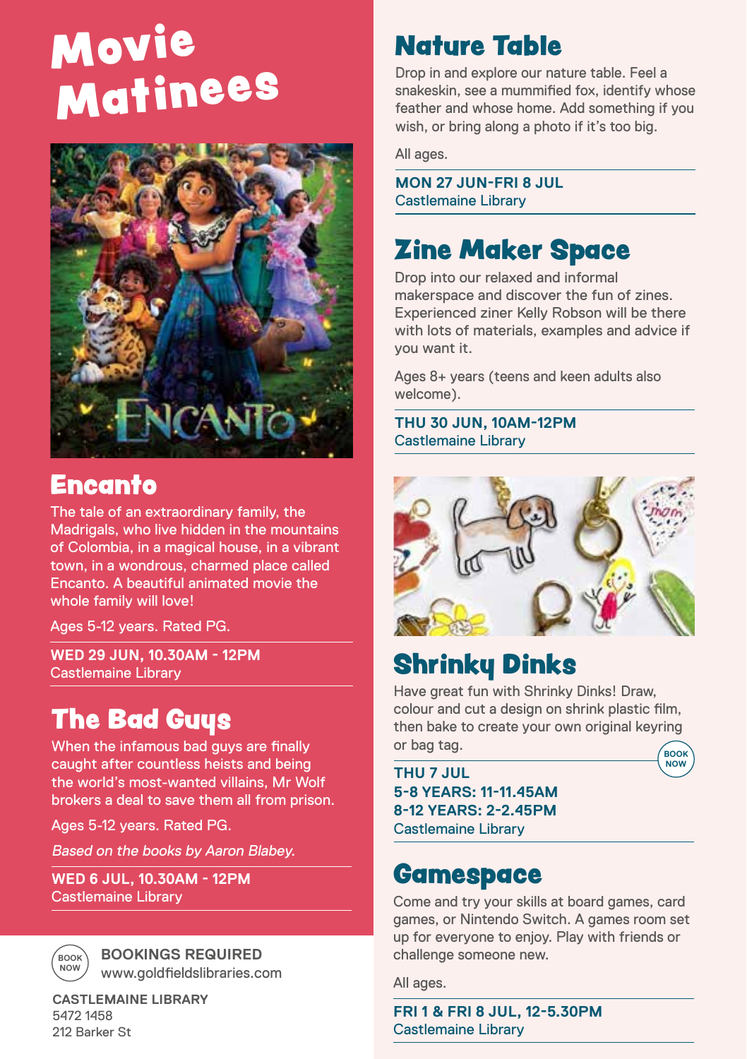# Movie Matinees

## Encanto

The tale of an extraordinary family, the Madrigals, who live hidden in the mountains of Colombia, in a magical house, in a vibrant town, in a wondrous, charmed place called Encanto. A beautiful animated movie the whole family will love!

Ages 5-12 years. Rated PG.

**WED 29 JUN, 10.30AM - 12PM**
Castlemaine Library

## The Bad Guys

When the infamous bad guys are finally caught after countless heists and being the world's most-wanted villains, Mr Wolf brokers a deal to save them all from prison.

Ages 5-12 years. Rated PG.

*Based on the books by Aaron Blabey.*

**WED 6 JUL, 10.30AM - 12PM**
Castlemaine Library

BOOK NOW

**BOOKINGS REQUIRED**
www.goldfieldslibraries.com

**CASTLEMAINE LIBRARY**
5472 1458
212 Barker St

## Nature Table

Drop in and explore our nature table. Feel a snakeskin, see a mummified fox, identify whose feather and whose home. Add something if you wish, or bring along a photo if it's too big.

All ages.

**MON 27 JUN-FRI 8 JUL**
Castlemaine Library

## Zine Maker Space

Drop into our relaxed and informal makerspace and discover the fun of zines. Experienced ziner Kelly Robson will be there with lots of materials, examples and advice if you want it.

Ages 8+ years (teens and keen adults also welcome).

**THU 30 JUN, 10AM-12PM**
Castlemaine Library

## Shrinky Dinks

Have great fun with Shrinky Dinks! Draw, colour and cut a design on shrink plastic film, then bake to create your own original keyring or bag tag.

BOOK NOW

**THU 7 JUL**
**5-8 YEARS: 11-11.45AM**
**8-12 YEARS: 2-2.45PM**
Castlemaine Library

## Gamespace

Come and try your skills at board games, card games, or Nintendo Switch. A games room set up for everyone to enjoy. Play with friends or challenge someone new.

All ages.

**FRI 1 & FRI 8 JUL, 12-5.30PM**
Castlemaine Library